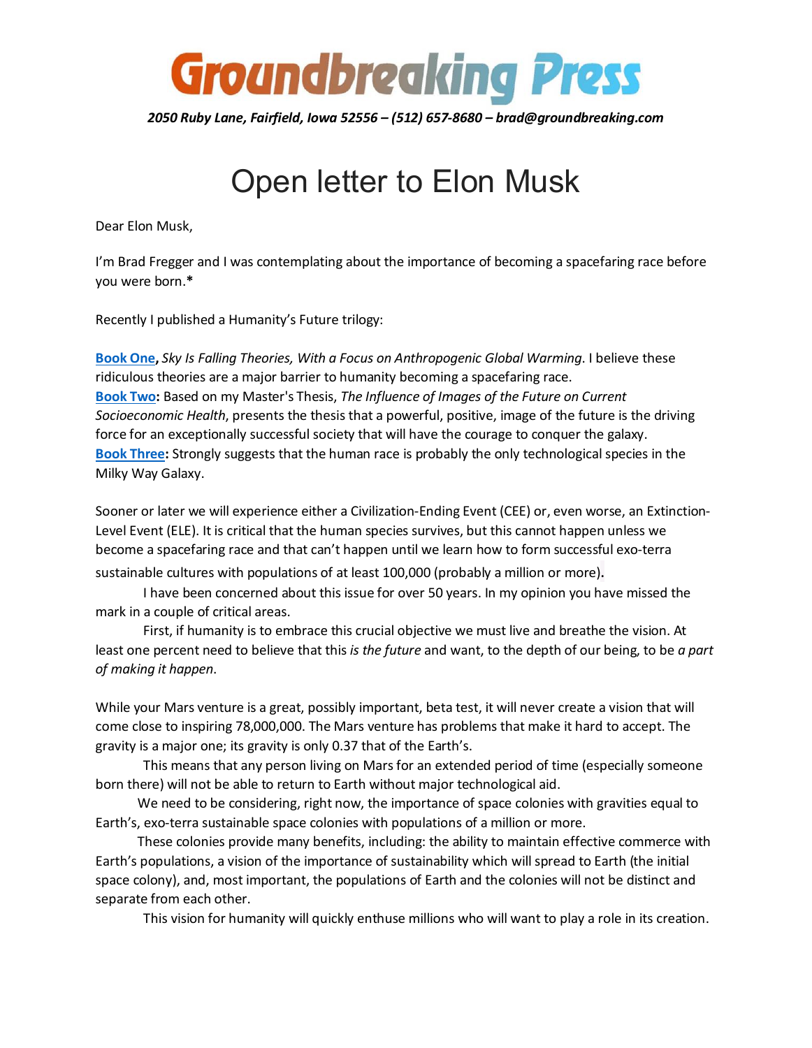# Groundbreaking Press

*2050 Ruby Lane, Fairfield, Iowa 52556 – (512) 657-8680 – brad@groundbreaking.com*

# Open letter to Elon Musk

Dear Elon Musk,

I'm Brad Fregger and I was contemplating about the importance of becoming a spacefaring race before you were born.**\***

Recently I published a Humanity's Future trilogy:

**Book One**, *Sky Is Falling Theories, With a Focus on Anthropogenic Global Warming*. I believe these ridiculous theories are a major barrier to humanity becoming a spacefaring race.
**Book Two:** Based on my Master's Thesis, *The Influence of Images of the Future on Current Socioeconomic Health*, presents the thesis that a powerful, positive, image of the future is the driving force for an exceptionally successful society that will have the courage to conquer the galaxy.
**Book Three:** Strongly suggests that the human race is probably the only technological species in the Milky Way Galaxy.

Sooner or later we will experience either a Civilization-Ending Event (CEE) or, even worse, an Extinction-Level Event (ELE). It is critical that the human species survives, but this cannot happen unless we become a spacefaring race and that can't happen until we learn how to form successful exo-terra sustainable cultures with populations of at least 100,000 (probably a million or more).

I have been concerned about this issue for over 50 years. In my opinion you have missed the mark in a couple of critical areas.

First, if humanity is to embrace this crucial objective we must live and breathe the vision. At least one percent need to believe that this *is the future* and want, to the depth of our being, to be *a part of making it happen*.

While your Mars venture is a great, possibly important, beta test, it will never create a vision that will come close to inspiring 78,000,000. The Mars venture has problems that make it hard to accept. The gravity is a major one; its gravity is only 0.37 that of the Earth's.

This means that any person living on Mars for an extended period of time (especially someone born there) will not be able to return to Earth without major technological aid.

We need to be considering, right now, the importance of space colonies with gravities equal to Earth's, exo-terra sustainable space colonies with populations of a million or more.

These colonies provide many benefits, including: the ability to maintain effective commerce with Earth's populations, a vision of the importance of sustainability which will spread to Earth (the initial space colony), and, most important, the populations of Earth and the colonies will not be distinct and separate from each other.

This vision for humanity will quickly enthuse millions who will want to play a role in its creation.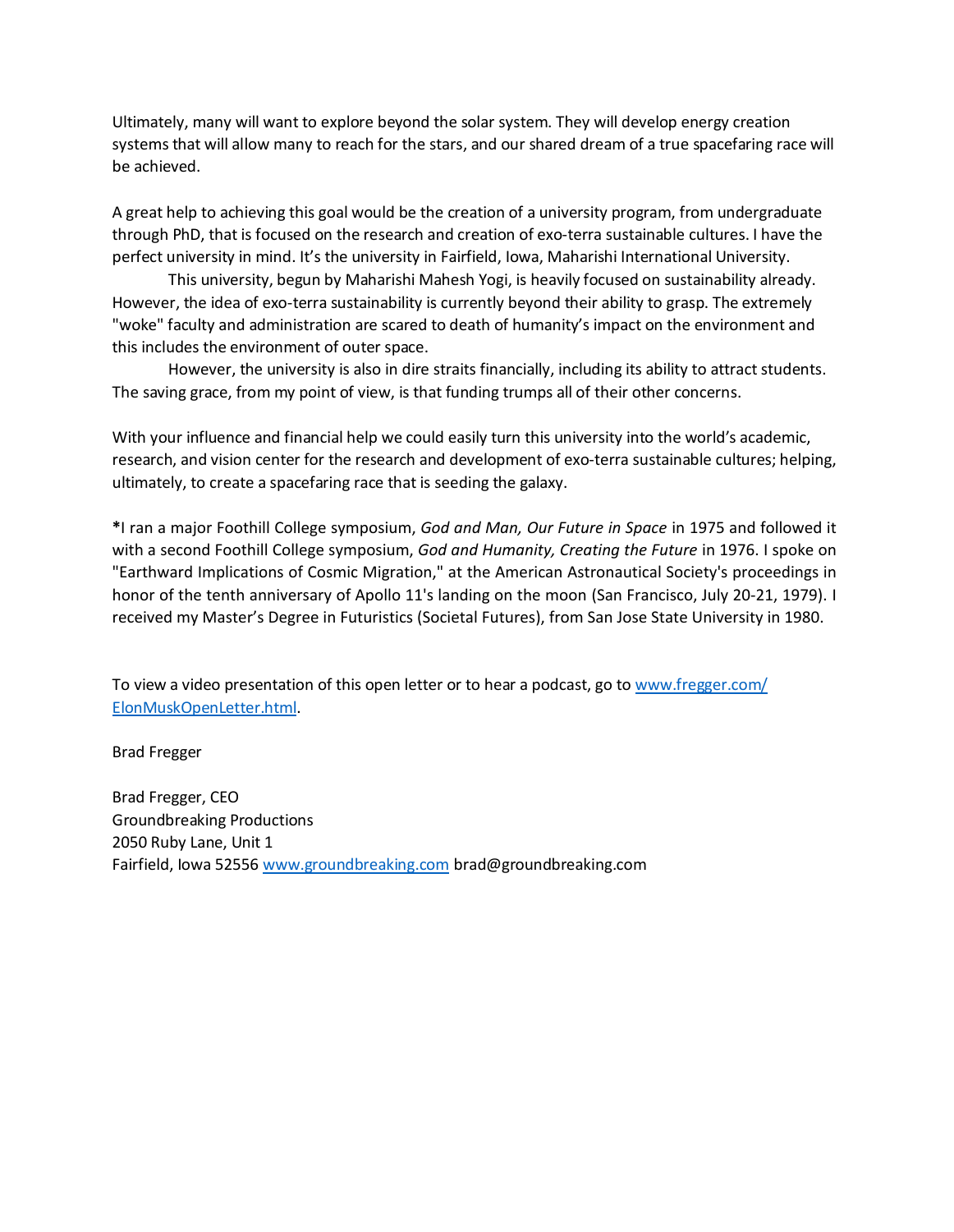Ultimately, many will want to explore beyond the solar system. They will develop energy creation systems that will allow many to reach for the stars, and our shared dream of a true spacefaring race will be achieved.

A great help to achieving this goal would be the creation of a university program, from undergraduate through PhD, that is focused on the research and creation of exo-terra sustainable cultures. I have the perfect university in mind. It's the university in Fairfield, Iowa, Maharishi International University.

This university, begun by Maharishi Mahesh Yogi, is heavily focused on sustainability already. However, the idea of exo-terra sustainability is currently beyond their ability to grasp. The extremely "woke" faculty and administration are scared to death of humanity's impact on the environment and this includes the environment of outer space.

However, the university is also in dire straits financially, including its ability to attract students. The saving grace, from my point of view, is that funding trumps all of their other concerns.

With your influence and financial help we could easily turn this university into the world's academic, research, and vision center for the research and development of exo-terra sustainable cultures; helping, ultimately, to create a spacefaring race that is seeding the galaxy.

**\***I ran a major Foothill College symposium, *God and Man, Our Future in Space* in 1975 and followed it with a second Foothill College symposium, *God and Humanity, Creating the Future* in 1976. I spoke on "Earthward Implications of Cosmic Migration," at the American Astronautical Society's proceedings in honor of the tenth anniversary of Apollo 11's landing on the moon (San Francisco, July 20-21, 1979). I received my Master's Degree in Futuristics (Societal Futures), from San Jose State University in 1980.

To view a video presentation of this open letter or to hear a podcast, go to [www.fregger.com/ElonMuskOpenLetter.html](www.fregger.com/ElonMuskOpenLetter.html).

Brad Fregger

Brad Fregger, CEO
Groundbreaking Productions
2050 Ruby Lane, Unit 1
Fairfield, Iowa 52556 [www.groundbreaking.com](www.groundbreaking.com) brad@groundbreaking.com